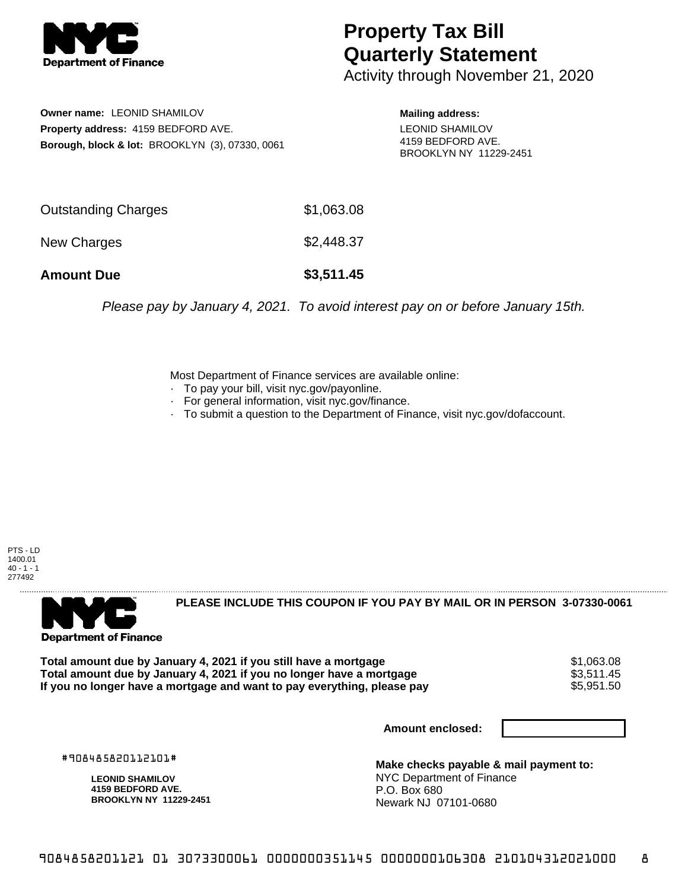# Property Tax Bill Quarterly Statement

Activity through November 21, 2020

**Owner name:** LEONID SHAMILOV
**Property address:** 4159 BEDFORD AVE.
**Borough, block & lot:** BROOKLYN (3), 07330, 0061

**Mailing address:**
LEONID SHAMILOV
4159 BEDFORD AVE.
BROOKLYN NY 11229-2451

| | |
|---|---|
| Outstanding Charges | $1,063.08 |
| New Charges | $2,448.37 |
| **Amount Due** | **$3,511.45** |

*Please pay by January 4, 2021. To avoid interest pay on or before January 15th.*

Most Department of Finance services are available online:
- To pay your bill, visit nyc.gov/payonline.
- For general information, visit nyc.gov/finance.
- To submit a question to the Department of Finance, visit nyc.gov/dofaccount.

PTS - LD
1400.01
40 - 1 - 1
277492

**PLEASE INCLUDE THIS COUPON IF YOU PAY BY MAIL OR IN PERSON 3-07330-0061**

| | |
|---|---|
| **Total amount due by January 4, 2021 if you still have a mortgage** | $1,063.08 |
| **Total amount due by January 4, 2021 if you no longer have a mortgage** | $3,511.45 |
| **If you no longer have a mortgage and want to pay everything, please pay** | $5,951.50 |

**Amount enclosed:**

#908485820112101#

**LEONID SHAMILOV**
**4159 BEDFORD AVE.**
**BROOKLYN NY 11229-2451**

**Make checks payable & mail payment to:**
NYC Department of Finance
P.O. Box 680
Newark NJ 07101-0680

9084858201121 01 3073300061 0000000351145 0000000106308 210104312021000 8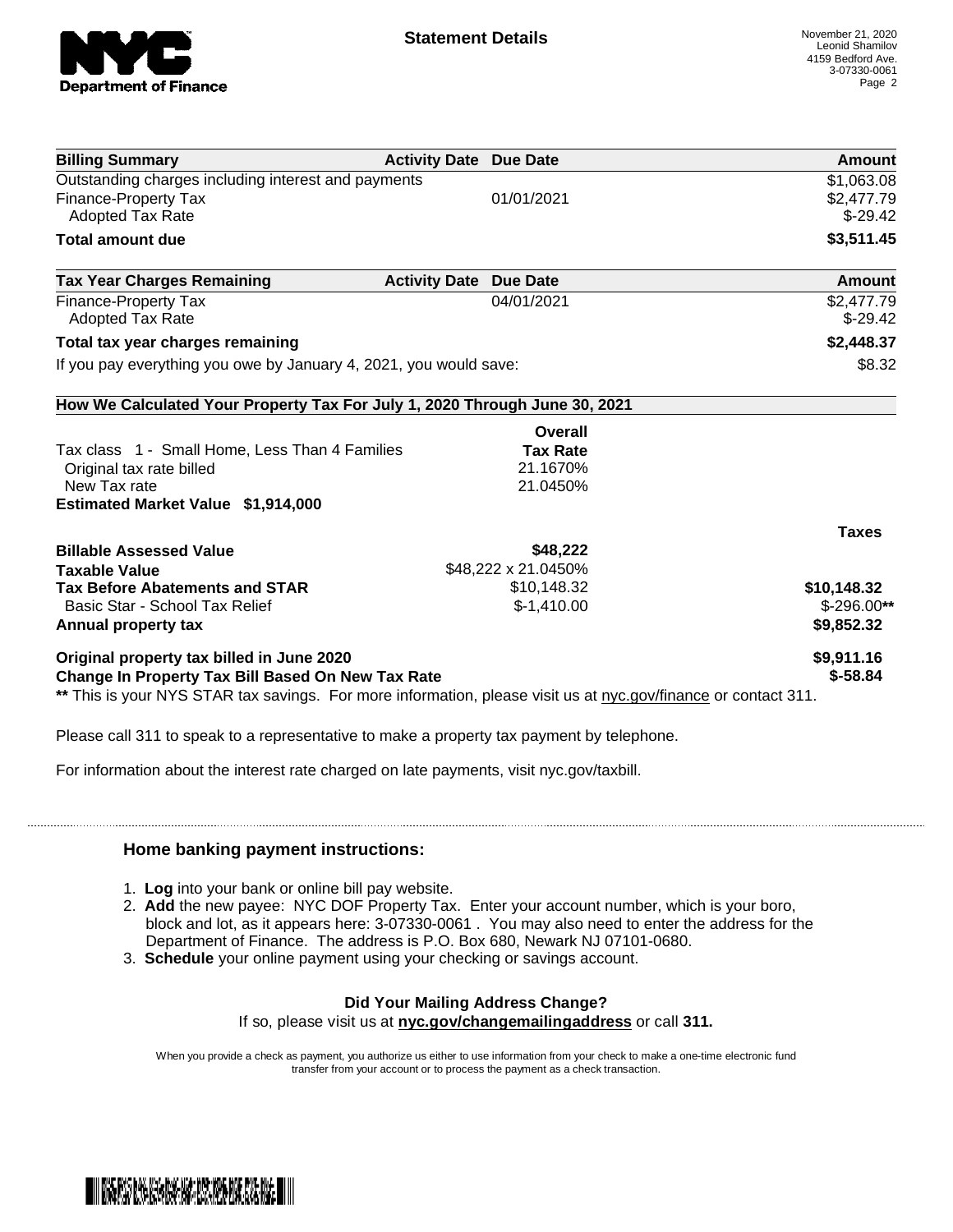## Statement Details

November 21, 2020
Leonid Shamilov
4159 Bedford Ave.
3-07330-0061

| Billing Summary | Activity Date | Due Date | Amount |
|---|---|---|---|
| Outstanding charges including interest and payments | | | $1,063.08 |
| Finance-Property Tax | | 01/01/2021 | $2,477.79 |
| Adopted Tax Rate | | | $-29.42 |
| **Total amount due** | | | **$3,511.45** |

| Tax Year Charges Remaining | Activity Date | Due Date | Amount |
|---|---|---|---|
| Finance-Property Tax | | 04/01/2021 | $2,477.79 |
| Adopted Tax Rate | | | $-29.42 |
| **Total tax year charges remaining** | | | **$2,448.37** |
| If you pay everything you owe by January 4, 2021, you would save: | | | $8.32 |

**How We Calculated Your Property Tax For July 1, 2020 Through June 30, 2021**

| | Overall Tax Rate | |
|---|---|---|
| Tax class 1 - Small Home, Less Than 4 Families | | |
| Original tax rate billed | 21.1670% | |
| New Tax rate | 21.0450% | |
| **Estimated Market Value $1,914,000** | | |

| | | Taxes |
|---|---|---|
| **Billable Assessed Value** | **$48,222** | |
| **Taxable Value** | $48,222 x 21.0450% | |
| **Tax Before Abatements and STAR** | $10,148.32 | **$10,148.32** |
| Basic Star - School Tax Relief | $-1,410.00 | $-296.00** |
| **Annual property tax** | | **$9,852.32** |
| **Original property tax billed in June 2020** | | **$9,911.16** |
| **Change In Property Tax Bill Based On New Tax Rate** | | **$-58.84** |

** This is your NYS STAR tax savings. For more information, please visit us at nyc.gov/finance or contact 311.

Please call 311 to speak to a representative to make a property tax payment by telephone.

For information about the interest rate charged on late payments, visit nyc.gov/taxbill.

### Home banking payment instructions:

1. **Log** into your bank or online bill pay website.
2. **Add** the new payee: NYC DOF Property Tax. Enter your account number, which is your boro, block and lot, as it appears here: 3-07330-0061 . You may also need to enter the address for the Department of Finance. The address is P.O. Box 680, Newark NJ 07101-0680.
3. **Schedule** your online payment using your checking or savings account.

**Did Your Mailing Address Change?**
If so, please visit us at **nyc.gov/changemailingaddress** or call **311.**

When you provide a check as payment, you authorize us either to use information from your check to make a one-time electronic fund transfer from your account or to process the payment as a check transaction.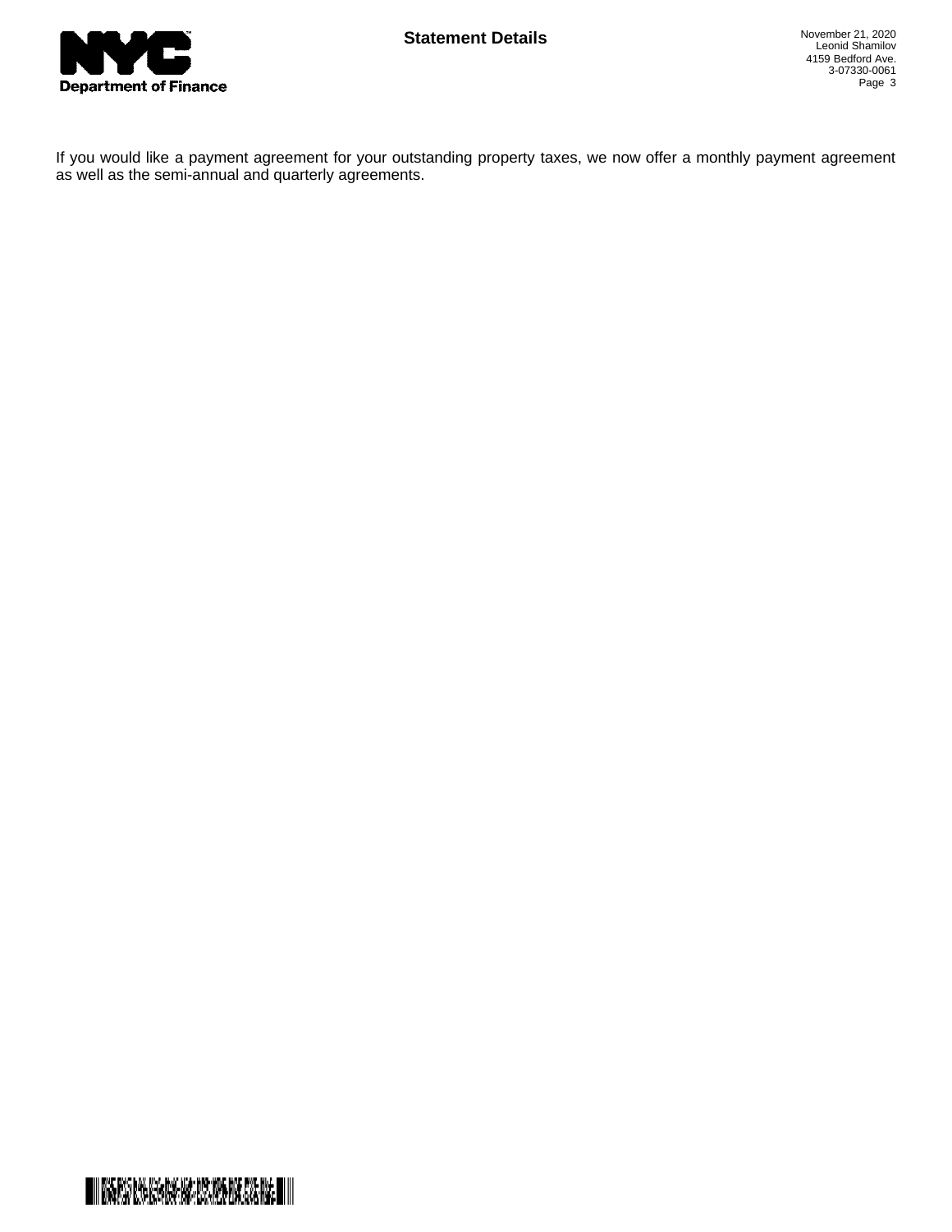If you would like a payment agreement for your outstanding property taxes, we now offer a monthly payment agreement as well as the semi-annual and quarterly agreements.